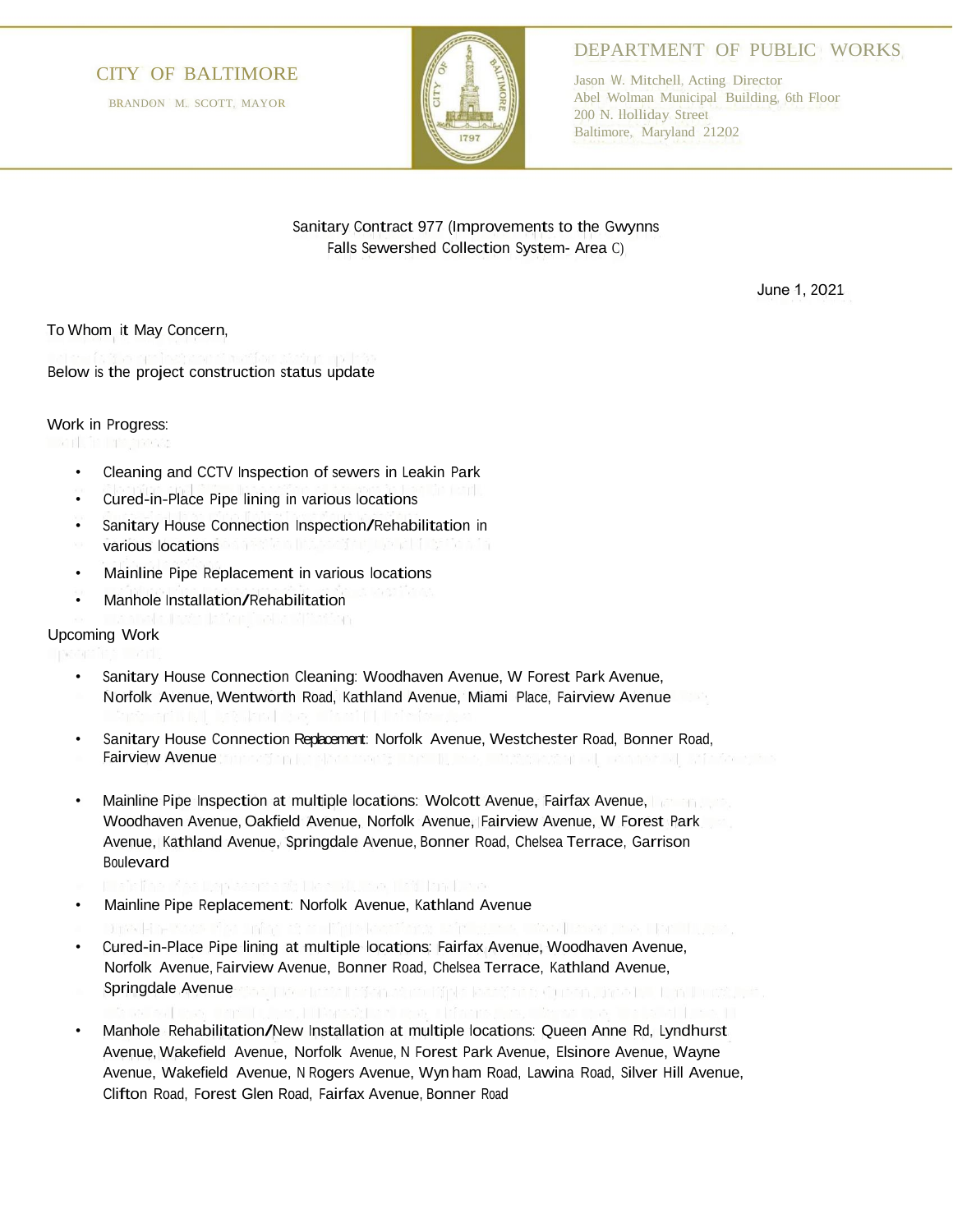CITY OF BALTIMORE

BRANDON M. SCOTT, MAYOR

DEPARTMENT OF PUBLIC WORKS

Jason W. Mitchell, Acting Director
Abel Wolman Municipal Building, 6th Floor
200 N. Holliday Street
Baltimore, Maryland 21202

Sanitary Contract 977 (Improvements to the Gwynns Falls Sewershed Collection System- Area C)

June 1, 2021

To Whom it May Concern,

Below is the project construction status update

Work in Progress:

- Cleaning and CCTV Inspection of sewers in Leakin Park
- Cured-in-Place Pipe lining in various locations
- Sanitary House Connection Inspection/Rehabilitation in various locations
- Mainline Pipe Replacement in various locations
- Manhole Installation/Rehabilitation

Upcoming Work

- Sanitary House Connection Cleaning: Woodhaven Avenue, W Forest Park Avenue, Norfolk Avenue, Wentworth Road, Kathland Avenue, Miami Place, Fairview Avenue
- Sanitary House Connection Replacement: Norfolk Avenue, Westchester Road, Bonner Road, Fairview Avenue
- Mainline Pipe Inspection at multiple locations: Wolcott Avenue, Fairfax Avenue, Woodhaven Avenue, Oakfield Avenue, Norfolk Avenue, Fairview Avenue, W Forest Park Avenue, Kathland Avenue, Springdale Avenue, Bonner Road, Chelsea Terrace, Garrison Boulevard
- Mainline Pipe Replacement: Norfolk Avenue, Kathland Avenue
- Cured-in-Place Pipe lining at multiple locations: Fairfax Avenue, Woodhaven Avenue, Norfolk Avenue, Fairview Avenue, Bonner Road, Chelsea Terrace, Kathland Avenue, Springdale Avenue
- Manhole Rehabilitation/New Installation at multiple locations: Queen Anne Rd, Lyndhurst Avenue, Wakefield Avenue, Norfolk Avenue, N Forest Park Avenue, Elsinore Avenue, Wayne Avenue, Wakefield Avenue, N Rogers Avenue, Wynham Road, Lawina Road, Silver Hill Avenue, Clifton Road, Forest Glen Road, Fairfax Avenue, Bonner Road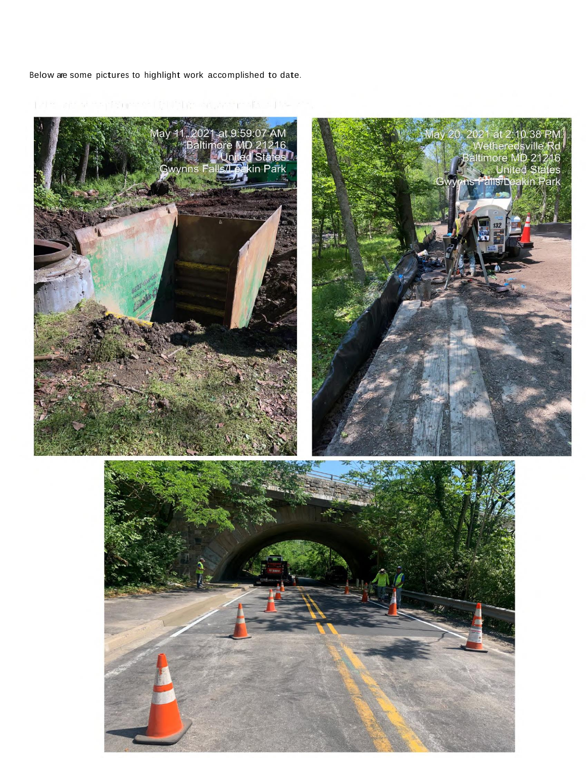Below are some pictures to highlight work accomplished to date.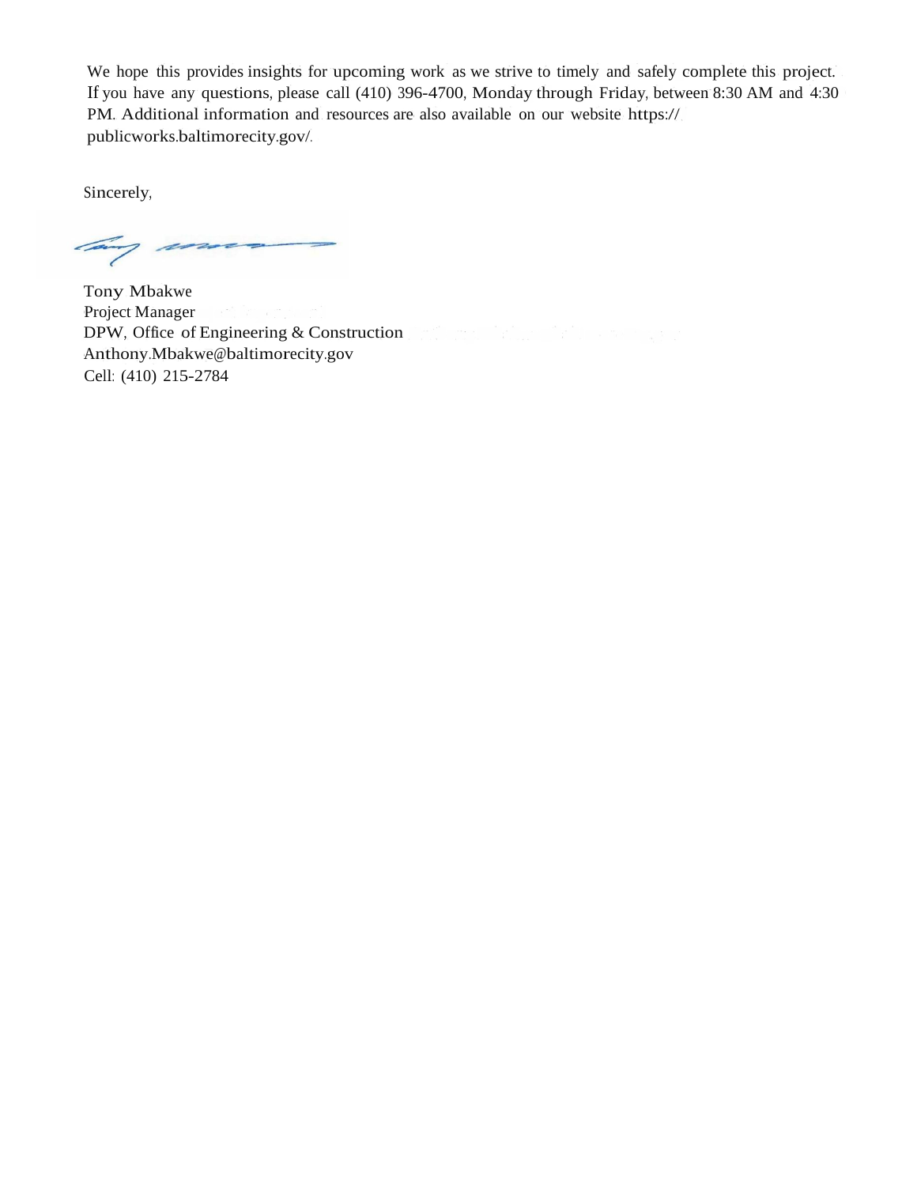We hope this provides insights for upcoming work as we strive to timely and safely complete this project. If you have any questions, please call (410) 396-4700, Monday through Friday, between 8:30 AM and 4:30 PM. Additional information and resources are also available on our website https://publicworks.baltimorecity.gov/.

Sincerely,

Tony Mbakwe  
Project Manager  
DPW, Office of Engineering & Construction  
Anthony.Mbakwe@baltimorecity.gov  
Cell: (410) 215-2784